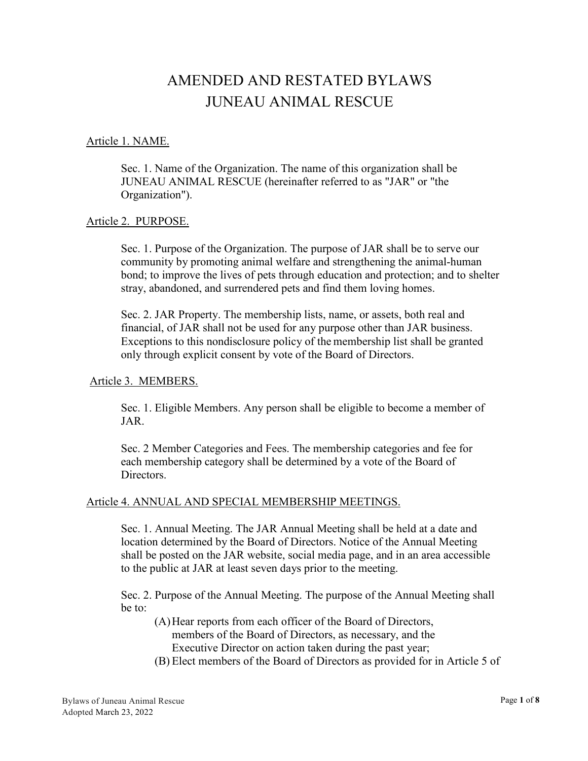# AMENDED AND RESTATED BYLAWS
# JUNEAU ANIMAL RESCUE

## Article 1. NAME.

Sec. 1. Name of the Organization. The name of this organization shall be JUNEAU ANIMAL RESCUE (hereinafter referred to as "JAR" or "the Organization").

## Article 2. PURPOSE.

Sec. 1. Purpose of the Organization. The purpose of JAR shall be to serve our community by promoting animal welfare and strengthening the animal-human bond; to improve the lives of pets through education and protection; and to shelter stray, abandoned, and surrendered pets and find them loving homes.

Sec. 2. JAR Property. The membership lists, name, or assets, both real and financial, of JAR shall not be used for any purpose other than JAR business. Exceptions to this nondisclosure policy of the membership list shall be granted only through explicit consent by vote of the Board of Directors.

## Article 3. MEMBERS.

Sec. 1. Eligible Members. Any person shall be eligible to become a member of JAR.

Sec. 2 Member Categories and Fees. The membership categories and fee for each membership category shall be determined by a vote of the Board of Directors.

## Article 4. ANNUAL AND SPECIAL MEMBERSHIP MEETINGS.

Sec. 1. Annual Meeting. The JAR Annual Meeting shall be held at a date and location determined by the Board of Directors. Notice of the Annual Meeting shall be posted on the JAR website, social media page, and in an area accessible to the public at JAR at least seven days prior to the meeting.

Sec. 2. Purpose of the Annual Meeting. The purpose of the Annual Meeting shall be to:

(A) Hear reports from each officer of the Board of Directors, members of the Board of Directors, as necessary, and the Executive Director on action taken during the past year;

(B) Elect members of the Board of Directors as provided for in Article 5 of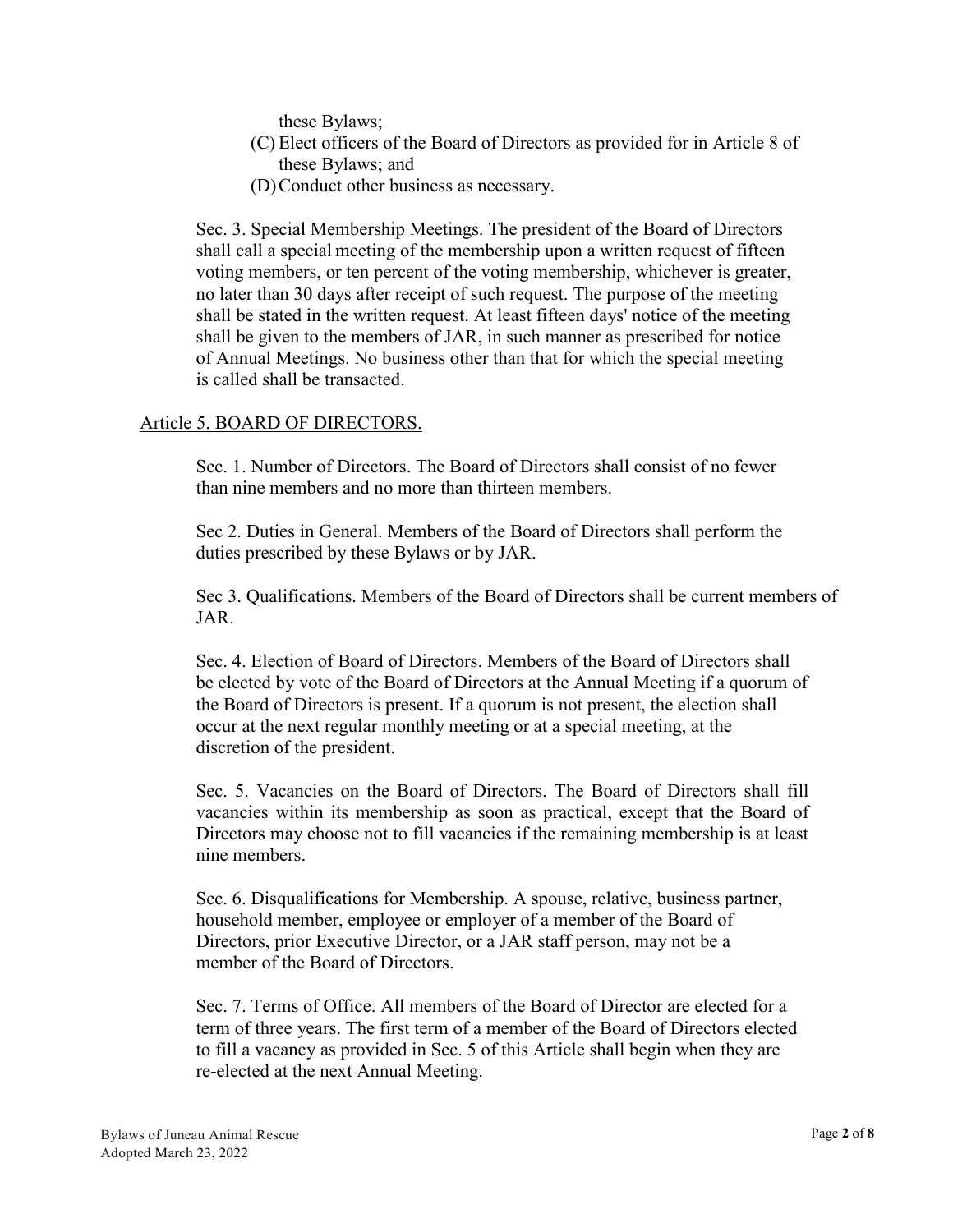these Bylaws;

(C) Elect officers of the Board of Directors as provided for in Article 8 of these Bylaws; and

(D) Conduct other business as necessary.

Sec. 3. Special Membership Meetings. The president of the Board of Directors shall call a special meeting of the membership upon a written request of fifteen voting members, or ten percent of the voting membership, whichever is greater, no later than 30 days after receipt of such request. The purpose of the meeting shall be stated in the written request. At least fifteen days' notice of the meeting shall be given to the members of JAR, in such manner as prescribed for notice of Annual Meetings. No business other than that for which the special meeting is called shall be transacted.

## Article 5. BOARD OF DIRECTORS.

Sec. 1. Number of Directors. The Board of Directors shall consist of no fewer than nine members and no more than thirteen members.

Sec 2. Duties in General. Members of the Board of Directors shall perform the duties prescribed by these Bylaws or by JAR.

Sec 3. Qualifications. Members of the Board of Directors shall be current members of JAR.

Sec. 4. Election of Board of Directors. Members of the Board of Directors shall be elected by vote of the Board of Directors at the Annual Meeting if a quorum of the Board of Directors is present. If a quorum is not present, the election shall occur at the next regular monthly meeting or at a special meeting, at the discretion of the president.

Sec. 5. Vacancies on the Board of Directors. The Board of Directors shall fill vacancies within its membership as soon as practical, except that the Board of Directors may choose not to fill vacancies if the remaining membership is at least nine members.

Sec. 6. Disqualifications for Membership. A spouse, relative, business partner, household member, employee or employer of a member of the Board of Directors, prior Executive Director, or a JAR staff person, may not be a member of the Board of Directors.

Sec. 7. Terms of Office. All members of the Board of Director are elected for a term of three years. The first term of a member of the Board of Directors elected to fill a vacancy as provided in Sec. 5 of this Article shall begin when they are re-elected at the next Annual Meeting.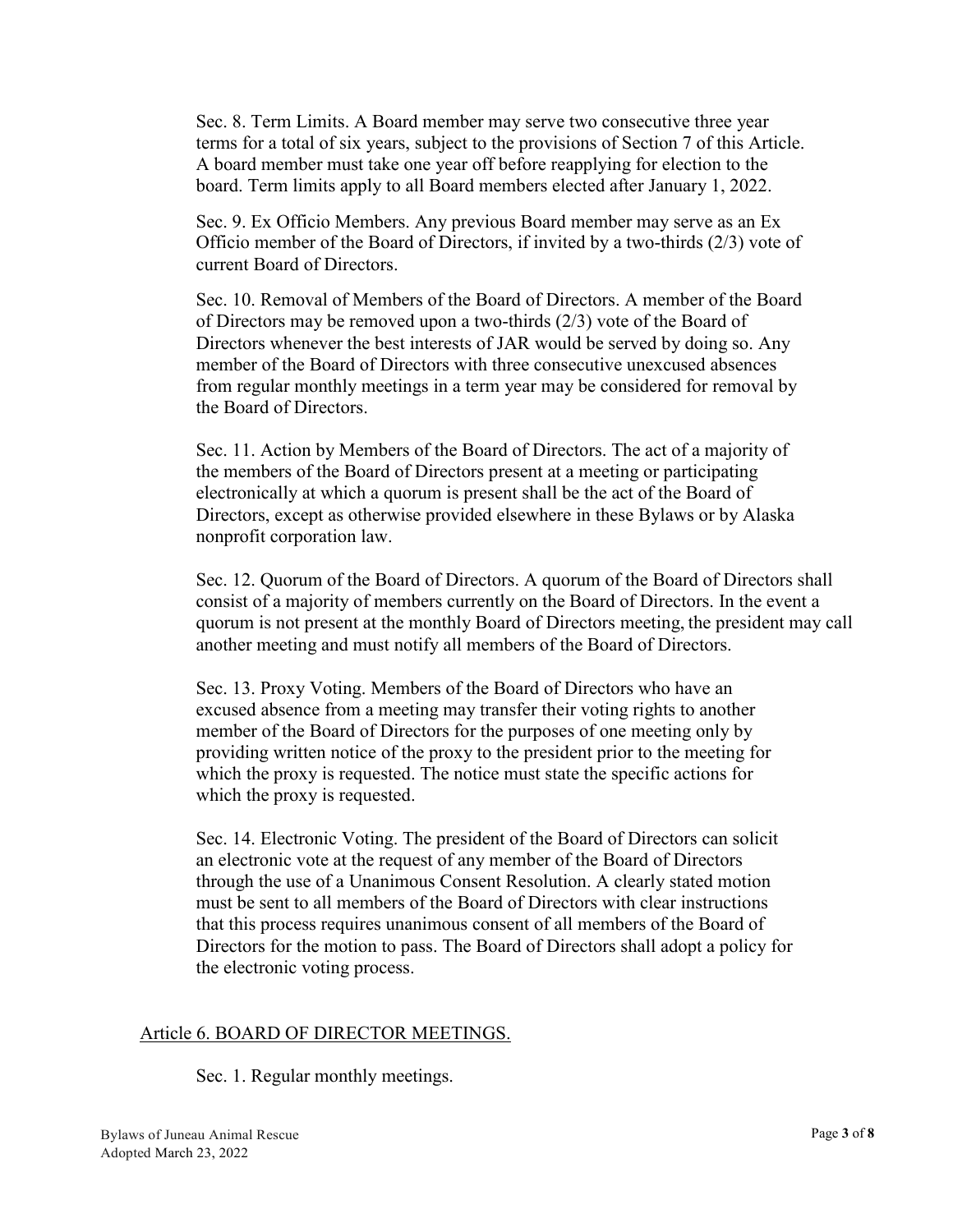Sec. 8. Term Limits. A Board member may serve two consecutive three year terms for a total of six years, subject to the provisions of Section 7 of this Article. A board member must take one year off before reapplying for election to the board. Term limits apply to all Board members elected after January 1, 2022.

Sec. 9. Ex Officio Members. Any previous Board member may serve as an Ex Officio member of the Board of Directors, if invited by a two-thirds (2/3) vote of current Board of Directors.

Sec. 10. Removal of Members of the Board of Directors. A member of the Board of Directors may be removed upon a two-thirds (2/3) vote of the Board of Directors whenever the best interests of JAR would be served by doing so. Any member of the Board of Directors with three consecutive unexcused absences from regular monthly meetings in a term year may be considered for removal by the Board of Directors.

Sec. 11. Action by Members of the Board of Directors. The act of a majority of the members of the Board of Directors present at a meeting or participating electronically at which a quorum is present shall be the act of the Board of Directors, except as otherwise provided elsewhere in these Bylaws or by Alaska nonprofit corporation law.

Sec. 12. Quorum of the Board of Directors. A quorum of the Board of Directors shall consist of a majority of members currently on the Board of Directors. In the event a quorum is not present at the monthly Board of Directors meeting, the president may call another meeting and must notify all members of the Board of Directors.

Sec. 13. Proxy Voting. Members of the Board of Directors who have an excused absence from a meeting may transfer their voting rights to another member of the Board of Directors for the purposes of one meeting only by providing written notice of the proxy to the president prior to the meeting for which the proxy is requested. The notice must state the specific actions for which the proxy is requested.

Sec. 14. Electronic Voting. The president of the Board of Directors can solicit an electronic vote at the request of any member of the Board of Directors through the use of a Unanimous Consent Resolution. A clearly stated motion must be sent to all members of the Board of Directors with clear instructions that this process requires unanimous consent of all members of the Board of Directors for the motion to pass. The Board of Directors shall adopt a policy for the electronic voting process.

## Article 6. BOARD OF DIRECTOR MEETINGS.

Sec. 1. Regular monthly meetings.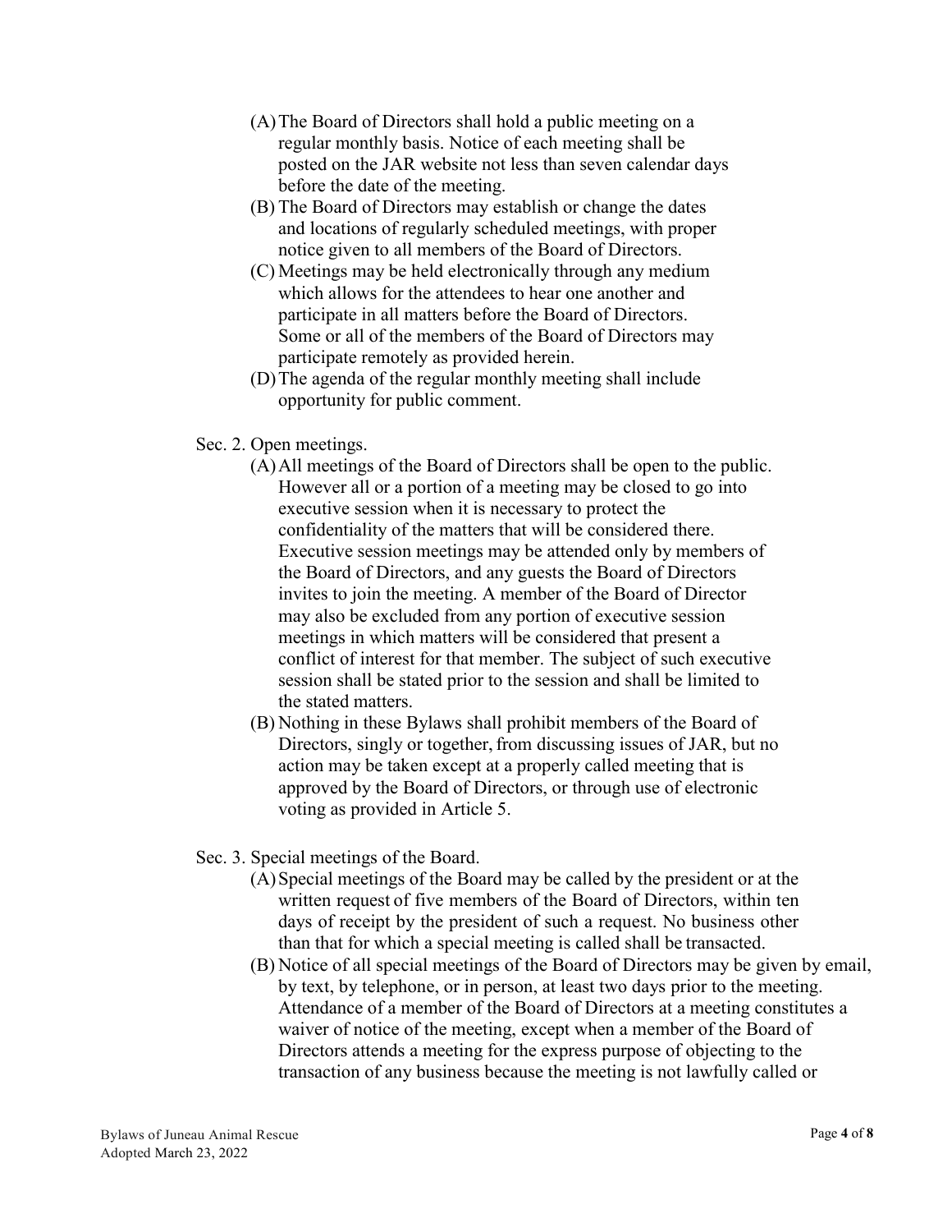(A) The Board of Directors shall hold a public meeting on a regular monthly basis. Notice of each meeting shall be posted on the JAR website not less than seven calendar days before the date of the meeting.

(B) The Board of Directors may establish or change the dates and locations of regularly scheduled meetings, with proper notice given to all members of the Board of Directors.

(C) Meetings may be held electronically through any medium which allows for the attendees to hear one another and participate in all matters before the Board of Directors. Some or all of the members of the Board of Directors may participate remotely as provided herein.

(D) The agenda of the regular monthly meeting shall include opportunity for public comment.

Sec. 2. Open meetings.

(A) All meetings of the Board of Directors shall be open to the public. However all or a portion of a meeting may be closed to go into executive session when it is necessary to protect the confidentiality of the matters that will be considered there. Executive session meetings may be attended only by members of the Board of Directors, and any guests the Board of Directors invites to join the meeting. A member of the Board of Director may also be excluded from any portion of executive session meetings in which matters will be considered that present a conflict of interest for that member. The subject of such executive session shall be stated prior to the session and shall be limited to the stated matters.

(B) Nothing in these Bylaws shall prohibit members of the Board of Directors, singly or together, from discussing issues of JAR, but no action may be taken except at a properly called meeting that is approved by the Board of Directors, or through use of electronic voting as provided in Article 5.

Sec. 3. Special meetings of the Board.

(A) Special meetings of the Board may be called by the president or at the written request of five members of the Board of Directors, within ten days of receipt by the president of such a request. No business other than that for which a special meeting is called shall be transacted.

(B) Notice of all special meetings of the Board of Directors may be given by email, by text, by telephone, or in person, at least two days prior to the meeting. Attendance of a member of the Board of Directors at a meeting constitutes a waiver of notice of the meeting, except when a member of the Board of Directors attends a meeting for the express purpose of objecting to the transaction of any business because the meeting is not lawfully called or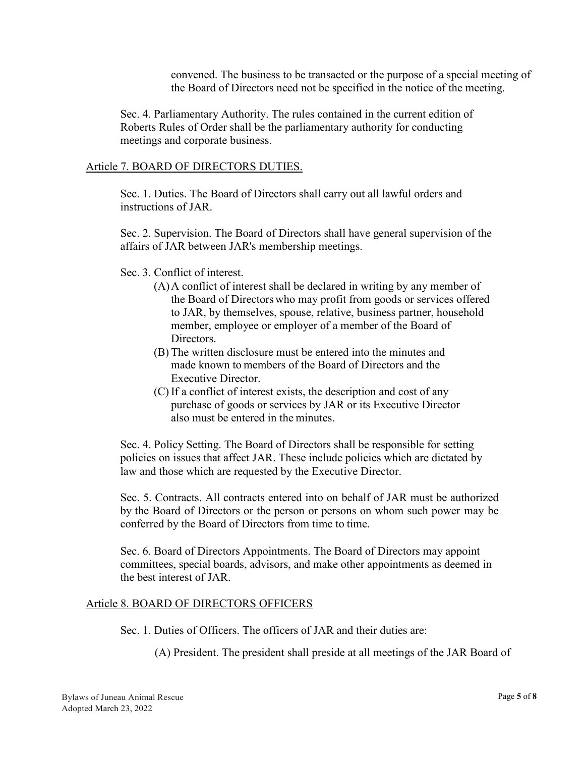convened. The business to be transacted or the purpose of a special meeting of the Board of Directors need not be specified in the notice of the meeting.

Sec. 4. Parliamentary Authority. The rules contained in the current edition of Roberts Rules of Order shall be the parliamentary authority for conducting meetings and corporate business.

## Article 7. BOARD OF DIRECTORS DUTIES.

Sec. 1. Duties. The Board of Directors shall carry out all lawful orders and instructions of JAR.

Sec. 2. Supervision. The Board of Directors shall have general supervision of the affairs of JAR between JAR's membership meetings.

Sec. 3. Conflict of interest.

(A) A conflict of interest shall be declared in writing by any member of the Board of Directors who may profit from goods or services offered to JAR, by themselves, spouse, relative, business partner, household member, employee or employer of a member of the Board of Directors.

(B) The written disclosure must be entered into the minutes and made known to members of the Board of Directors and the Executive Director.

(C) If a conflict of interest exists, the description and cost of any purchase of goods or services by JAR or its Executive Director also must be entered in the minutes.

Sec. 4. Policy Setting. The Board of Directors shall be responsible for setting policies on issues that affect JAR. These include policies which are dictated by law and those which are requested by the Executive Director.

Sec. 5. Contracts. All contracts entered into on behalf of JAR must be authorized by the Board of Directors or the person or persons on whom such power may be conferred by the Board of Directors from time to time.

Sec. 6. Board of Directors Appointments. The Board of Directors may appoint committees, special boards, advisors, and make other appointments as deemed in the best interest of JAR.

## Article 8. BOARD OF DIRECTORS OFFICERS

Sec. 1. Duties of Officers. The officers of JAR and their duties are:

(A) President. The president shall preside at all meetings of the JAR Board of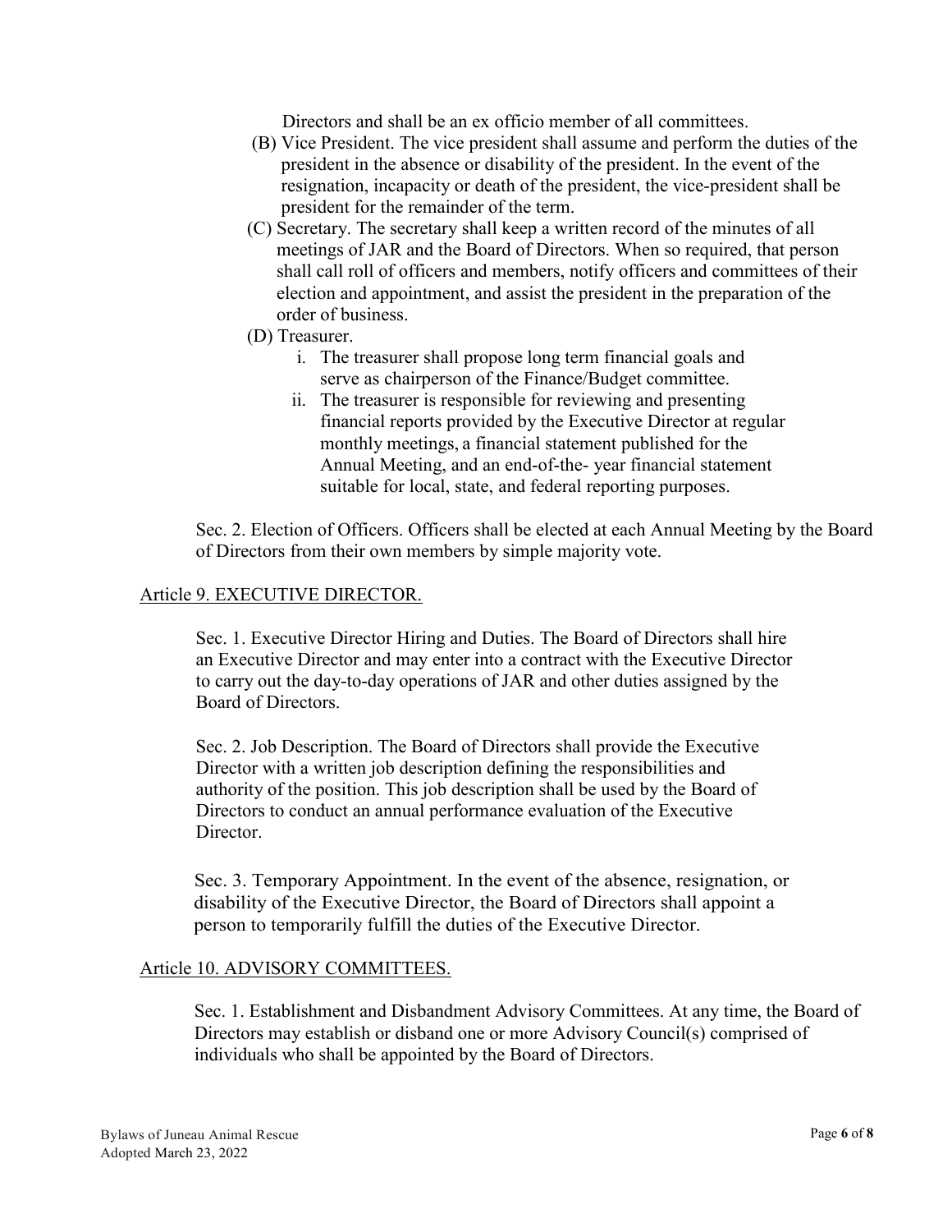Directors and shall be an ex officio member of all committees.

(B) Vice President. The vice president shall assume and perform the duties of the president in the absence or disability of the president. In the event of the resignation, incapacity or death of the president, the vice-president shall be president for the remainder of the term.

(C) Secretary. The secretary shall keep a written record of the minutes of all meetings of JAR and the Board of Directors. When so required, that person shall call roll of officers and members, notify officers and committees of their election and appointment, and assist the president in the preparation of the order of business.

(D) Treasurer.

i. The treasurer shall propose long term financial goals and serve as chairperson of the Finance/Budget committee.

ii. The treasurer is responsible for reviewing and presenting financial reports provided by the Executive Director at regular monthly meetings, a financial statement published for the Annual Meeting, and an end-of-the- year financial statement suitable for local, state, and federal reporting purposes.

Sec. 2. Election of Officers. Officers shall be elected at each Annual Meeting by the Board of Directors from their own members by simple majority vote.

## Article 9. EXECUTIVE DIRECTOR.

Sec. 1. Executive Director Hiring and Duties. The Board of Directors shall hire an Executive Director and may enter into a contract with the Executive Director to carry out the day-to-day operations of JAR and other duties assigned by the Board of Directors.

Sec. 2. Job Description. The Board of Directors shall provide the Executive Director with a written job description defining the responsibilities and authority of the position. This job description shall be used by the Board of Directors to conduct an annual performance evaluation of the Executive Director.

Sec. 3. Temporary Appointment. In the event of the absence, resignation, or disability of the Executive Director, the Board of Directors shall appoint a person to temporarily fulfill the duties of the Executive Director.

## Article 10. ADVISORY COMMITTEES.

Sec. 1. Establishment and Disbandment Advisory Committees. At any time, the Board of Directors may establish or disband one or more Advisory Council(s) comprised of individuals who shall be appointed by the Board of Directors.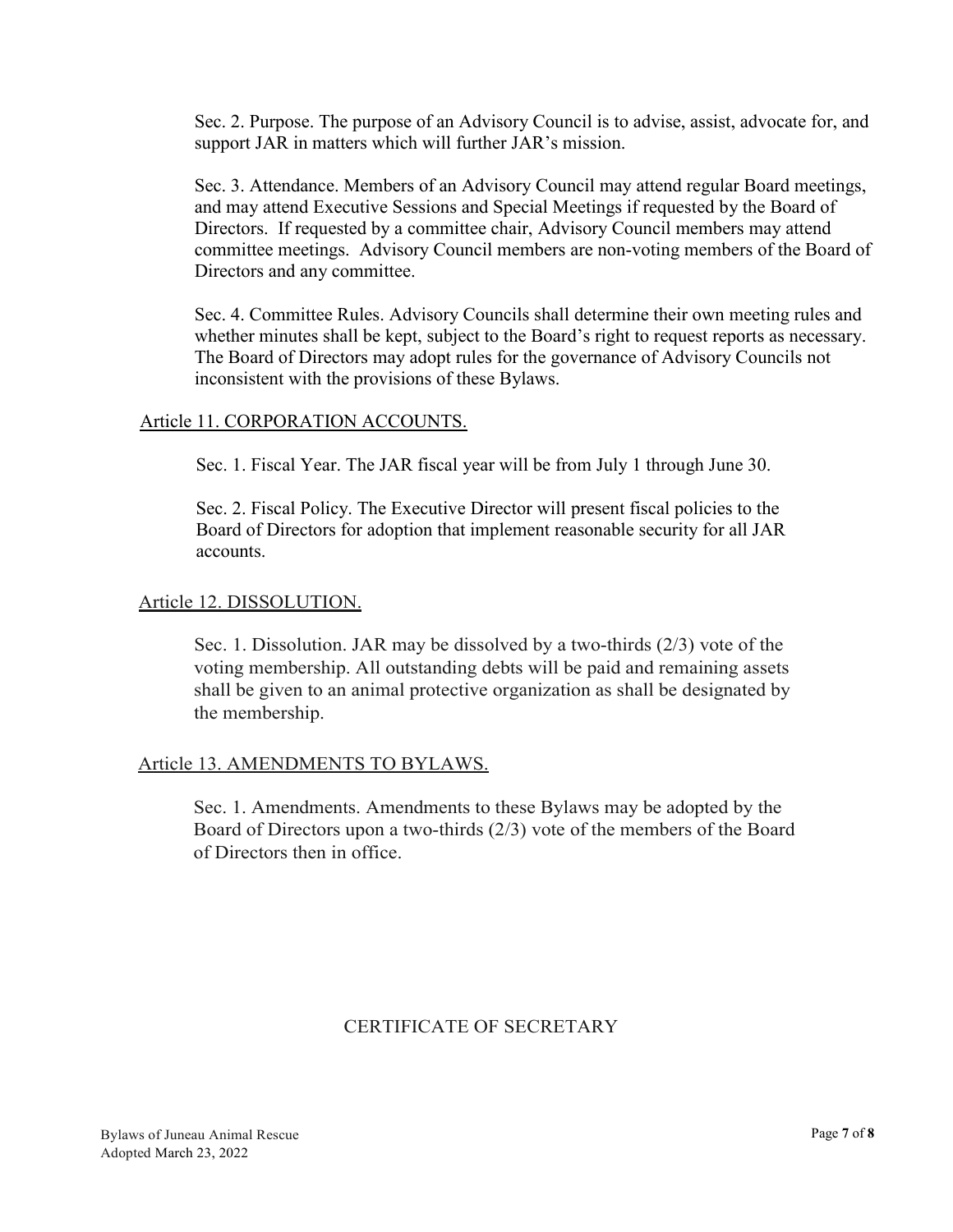Sec. 2. Purpose. The purpose of an Advisory Council is to advise, assist, advocate for, and support JAR in matters which will further JAR's mission.

Sec. 3. Attendance. Members of an Advisory Council may attend regular Board meetings, and may attend Executive Sessions and Special Meetings if requested by the Board of Directors. If requested by a committee chair, Advisory Council members may attend committee meetings. Advisory Council members are non-voting members of the Board of Directors and any committee.

Sec. 4. Committee Rules. Advisory Councils shall determine their own meeting rules and whether minutes shall be kept, subject to the Board's right to request reports as necessary. The Board of Directors may adopt rules for the governance of Advisory Councils not inconsistent with the provisions of these Bylaws.

## Article 11. CORPORATION ACCOUNTS.

Sec. 1. Fiscal Year. The JAR fiscal year will be from July 1 through June 30.

Sec. 2. Fiscal Policy. The Executive Director will present fiscal policies to the Board of Directors for adoption that implement reasonable security for all JAR accounts.

## Article 12. DISSOLUTION.

Sec. 1. Dissolution. JAR may be dissolved by a two-thirds (2/3) vote of the voting membership. All outstanding debts will be paid and remaining assets shall be given to an animal protective organization as shall be designated by the membership.

## Article 13. AMENDMENTS TO BYLAWS.

Sec. 1. Amendments. Amendments to these Bylaws may be adopted by the Board of Directors upon a two-thirds (2/3) vote of the members of the Board of Directors then in office.

## CERTIFICATE OF SECRETARY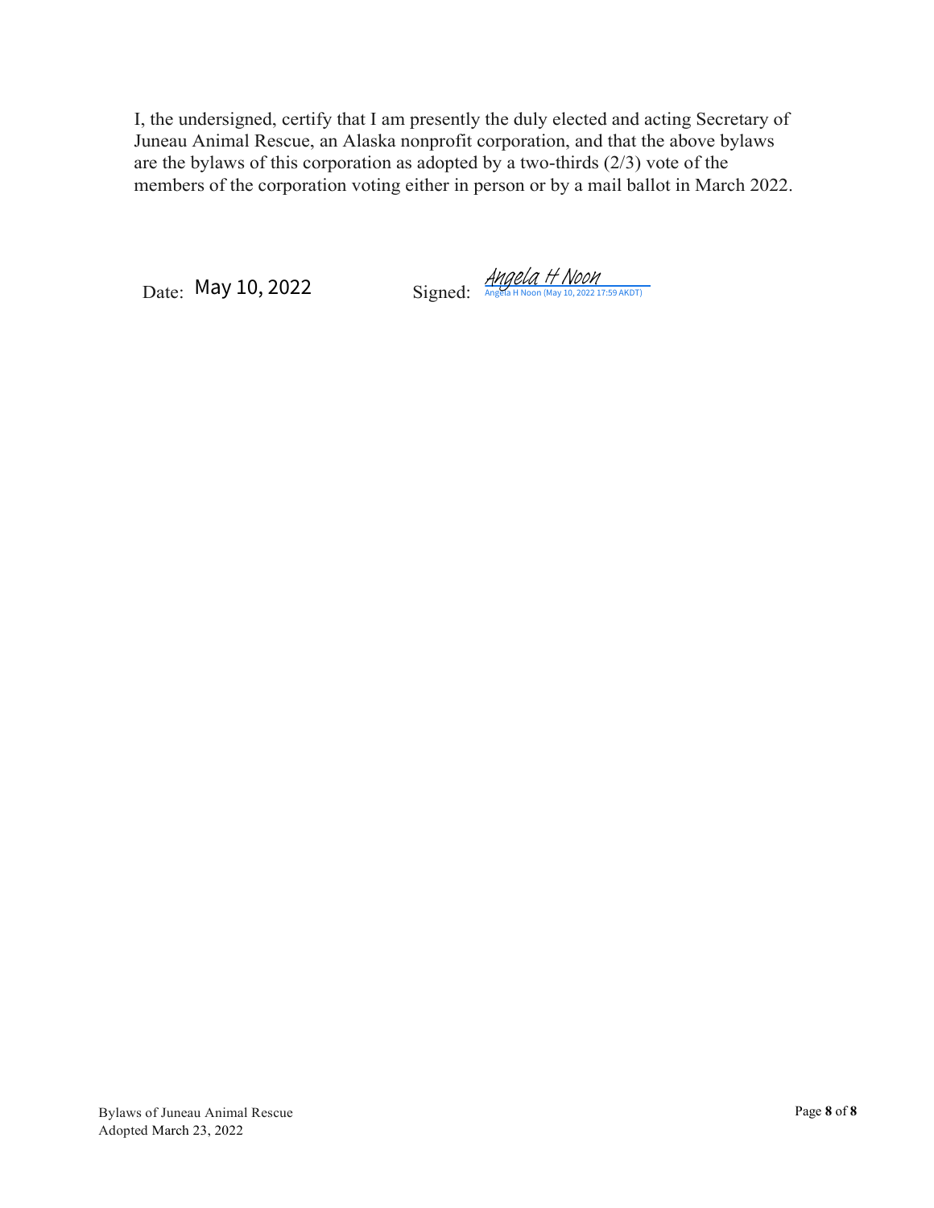I, the undersigned, certify that I am presently the duly elected and acting Secretary of Juneau Animal Rescue, an Alaska nonprofit corporation, and that the above bylaws are the bylaws of this corporation as adopted by a two-thirds (2/3) vote of the members of the corporation voting either in person or by a mail ballot in March 2022.

Date: May 10, 2022 Signed: Angela H Noon
Angela H Noon (May 10, 2022 17:59 AKDT)